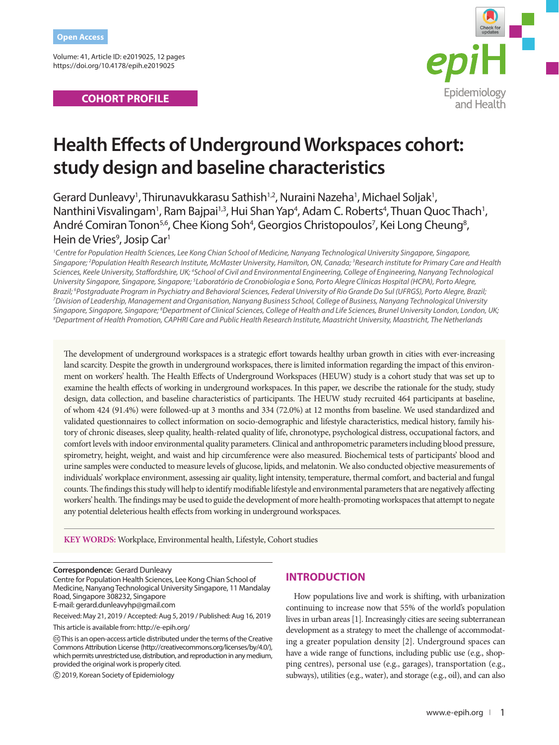Open Access

Volume: 41, Article ID: e2019025, 12 pages
https://doi.org/10.4178/epih.e2019025

**COHORT PROFILE**

# Health Effects of Underground Workspaces cohort: study design and baseline characteristics

Gerard Dunleavy[1], Thirunavukkarasu Sathish[1,2], Nuraini Nazeha[1], Michael Soljak[1], Nanthini Visvalingam[1], Ram Bajpai[1,3], Hui Shan Yap[4], Adam C. Roberts[4], Thuan Quoc Thach[1], André Comiran Tonon[5,6], Chee Kiong Soh[4], Georgios Christopoulos[7], Kei Long Cheung[8], Hein de Vries[9], Josip Car[1]

*[1]Centre for Population Health Sciences, Lee Kong Chian School of Medicine, Nanyang Technological University Singapore, Singapore, Singapore; [2]Population Health Research Institute, McMaster University, Hamilton, ON, Canada; [3]Research institute for Primary Care and Health Sciences, Keele University, Staffordshire, UK; [4]School of Civil and Environmental Engineering, College of Engineering, Nanyang Technological University Singapore, Singapore, Singapore; [5]Laboratório de Cronobiologia e Sono, Porto Alegre Clínicas Hospital (HCPA), Porto Alegre, Brazil; [6]Postgraduate Program in Psychiatry and Behavioral Sciences, Federal University of Rio Grande Do Sul (UFRGS), Porto Alegre, Brazil; [7]Division of Leadership, Management and Organisation, Nanyang Business School, College of Business, Nanyang Technological University Singapore, Singapore, Singapore; [8]Department of Clinical Sciences, College of Health and Life Sciences, Brunel University London, London, UK; [9]Department of Health Promotion, CAPHRI Care and Public Health Research Institute, Maastricht University, Maastricht, The Netherlands*

The development of underground workspaces is a strategic effort towards healthy urban growth in cities with ever-increasing land scarcity. Despite the growth in underground workspaces, there is limited information regarding the impact of this environment on workers' health. The Health Effects of Underground Workspaces (HEUW) study is a cohort study that was set up to examine the health effects of working in underground workspaces. In this paper, we describe the rationale for the study, study design, data collection, and baseline characteristics of participants. The HEUW study recruited 464 participants at baseline, of whom 424 (91.4%) were followed-up at 3 months and 334 (72.0%) at 12 months from baseline. We used standardized and validated questionnaires to collect information on socio-demographic and lifestyle characteristics, medical history, family history of chronic diseases, sleep quality, health-related quality of life, chronotype, psychological distress, occupational factors, and comfort levels with indoor environmental quality parameters. Clinical and anthropometric parameters including blood pressure, spirometry, height, weight, and waist and hip circumference were also measured. Biochemical tests of participants' blood and urine samples were conducted to measure levels of glucose, lipids, and melatonin. We also conducted objective measurements of individuals' workplace environment, assessing air quality, light intensity, temperature, thermal comfort, and bacterial and fungal counts. The findings this study will help to identify modifiable lifestyle and environmental parameters that are negatively affecting workers' health. The findings may be used to guide the development of more health-promoting workspaces that attempt to negate any potential deleterious health effects from working in underground workspaces.

**KEY WORDS:** Workplace, Environmental health, Lifestyle, Cohort studies

**Correspondence:** Gerard Dunleavy
Centre for Population Health Sciences, Lee Kong Chian School of Medicine, Nanyang Technological University Singapore, 11 Mandalay Road, Singapore 308232, Singapore
E-mail: gerard.dunleavyhp@gmail.com

Received: May 21, 2019 / Accepted: Aug 5, 2019 / Published: Aug 16, 2019

This article is available from: http://e-epih.org/

This is an open-access article distributed under the terms of the Creative Commons Attribution License (http://creativecommons.org/licenses/by/4.0/), which permits unrestricted use, distribution, and reproduction in any medium, provided the original work is properly cited.

© 2019, Korean Society of Epidemiology

## INTRODUCTION

How populations live and work is shifting, with urbanization continuing to increase now that 55% of the world's population lives in urban areas [1]. Increasingly cities are seeing subterranean development as a strategy to meet the challenge of accommodating a greater population density [2]. Underground spaces can have a wide range of functions, including public use (e.g., shopping centres), personal use (e.g., garages), transportation (e.g., subways), utilities (e.g., water), and storage (e.g., oil), and can also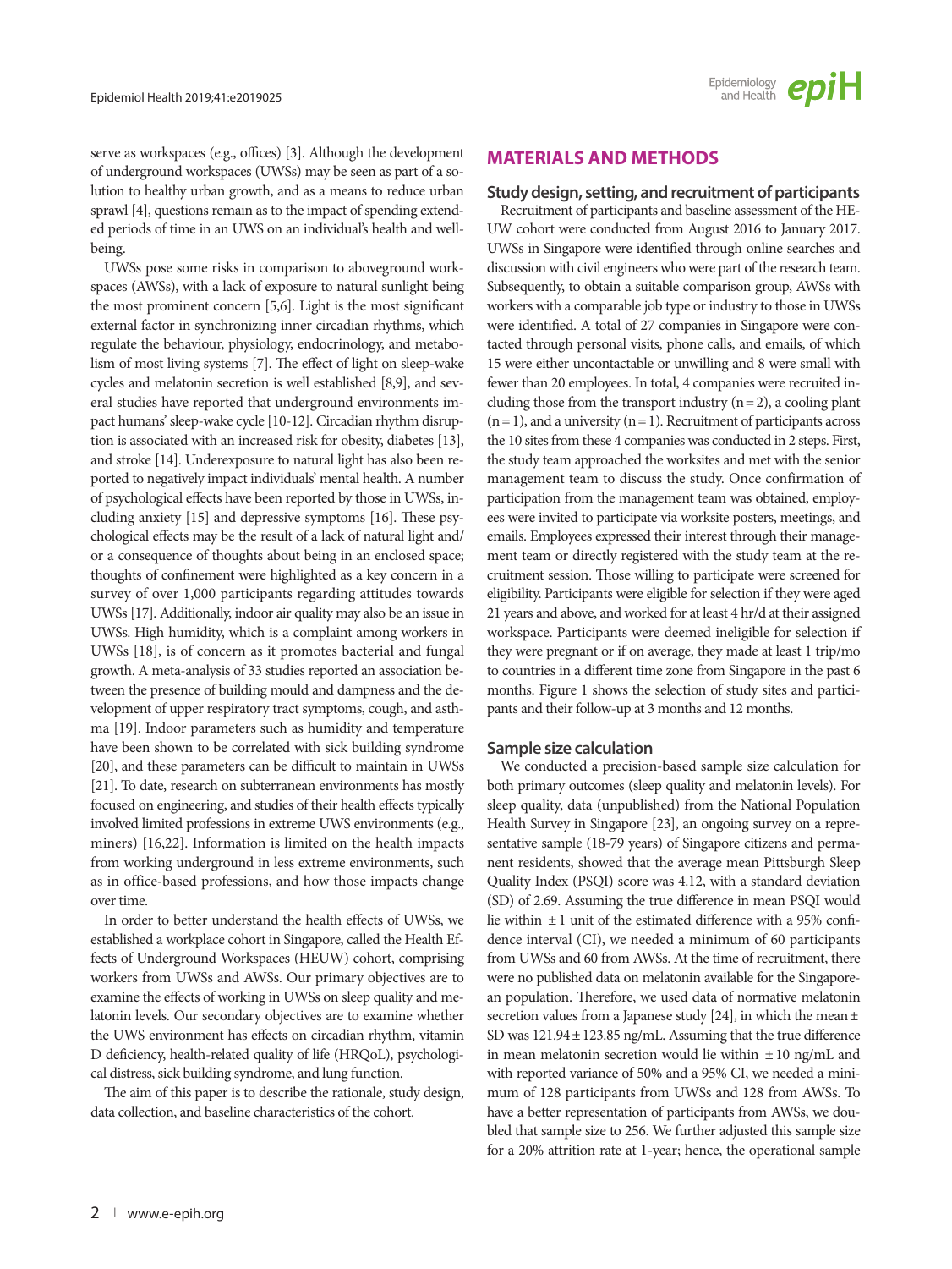serve as workspaces (e.g., offices) [3]. Although the development of underground workspaces (UWSs) may be seen as part of a solution to healthy urban growth, and as a means to reduce urban sprawl [4], questions remain as to the impact of spending extended periods of time in an UWS on an individual's health and well-being.

UWSs pose some risks in comparison to aboveground workspaces (AWSs), with a lack of exposure to natural sunlight being the most prominent concern [5,6]. Light is the most significant external factor in synchronizing inner circadian rhythms, which regulate the behaviour, physiology, endocrinology, and metabolism of most living systems [7]. The effect of light on sleep-wake cycles and melatonin secretion is well established [8,9], and several studies have reported that underground environments impact humans' sleep-wake cycle [10-12]. Circadian rhythm disruption is associated with an increased risk for obesity, diabetes [13], and stroke [14]. Underexposure to natural light has also been reported to negatively impact individuals' mental health. A number of psychological effects have been reported by those in UWSs, including anxiety [15] and depressive symptoms [16]. These psychological effects may be the result of a lack of natural light and/or a consequence of thoughts about being in an enclosed space; thoughts of confinement were highlighted as a key concern in a survey of over 1,000 participants regarding attitudes towards UWSs [17]. Additionally, indoor air quality may also be an issue in UWSs. High humidity, which is a complaint among workers in UWSs [18], is of concern as it promotes bacterial and fungal growth. A meta-analysis of 33 studies reported an association between the presence of building mould and dampness and the development of upper respiratory tract symptoms, cough, and asthma [19]. Indoor parameters such as humidity and temperature have been shown to be correlated with sick building syndrome [20], and these parameters can be difficult to maintain in UWSs [21]. To date, research on subterranean environments has mostly focused on engineering, and studies of their health effects typically involved limited professions in extreme UWS environments (e.g., miners) [16,22]. Information is limited on the health impacts from working underground in less extreme environments, such as in office-based professions, and how those impacts change over time.

In order to better understand the health effects of UWSs, we established a workplace cohort in Singapore, called the Health Effects of Underground Workspaces (HEUW) cohort, comprising workers from UWSs and AWSs. Our primary objectives are to examine the effects of working in UWSs on sleep quality and melatonin levels. Our secondary objectives are to examine whether the UWS environment has effects on circadian rhythm, vitamin D deficiency, health-related quality of life (HRQoL), psychological distress, sick building syndrome, and lung function.

The aim of this paper is to describe the rationale, study design, data collection, and baseline characteristics of the cohort.

## MATERIALS AND METHODS

### Study design, setting, and recruitment of participants

Recruitment of participants and baseline assessment of the HEUW cohort were conducted from August 2016 to January 2017. UWSs in Singapore were identified through online searches and discussion with civil engineers who were part of the research team. Subsequently, to obtain a suitable comparison group, AWSs with workers with a comparable job type or industry to those in UWSs were identified. A total of 27 companies in Singapore were contacted through personal visits, phone calls, and emails, of which 15 were either uncontactable or unwilling and 8 were small with fewer than 20 employees. In total, 4 companies were recruited including those from the transport industry (n = 2), a cooling plant (n = 1), and a university (n = 1). Recruitment of participants across the 10 sites from these 4 companies was conducted in 2 steps. First, the study team approached the worksites and met with the senior management team to discuss the study. Once confirmation of participation from the management team was obtained, employees were invited to participate via worksite posters, meetings, and emails. Employees expressed their interest through their management team or directly registered with the study team at the recruitment session. Those willing to participate were screened for eligibility. Participants were eligible for selection if they were aged 21 years and above, and worked for at least 4 hr/d at their assigned workspace. Participants were deemed ineligible for selection if they were pregnant or if on average, they made at least 1 trip/mo to countries in a different time zone from Singapore in the past 6 months. Figure 1 shows the selection of study sites and participants and their follow-up at 3 months and 12 months.

### Sample size calculation

We conducted a precision-based sample size calculation for both primary outcomes (sleep quality and melatonin levels). For sleep quality, data (unpublished) from the National Population Health Survey in Singapore [23], an ongoing survey on a representative sample (18-79 years) of Singapore citizens and permanent residents, showed that the average mean Pittsburgh Sleep Quality Index (PSQI) score was 4.12, with a standard deviation (SD) of 2.69. Assuming the true difference in mean PSQI would lie within ± 1 unit of the estimated difference with a 95% confidence interval (CI), we needed a minimum of 60 participants from UWSs and 60 from AWSs. At the time of recruitment, there were no published data on melatonin available for the Singaporean population. Therefore, we used data of normative melatonin secretion values from a Japanese study [24], in which the mean ± SD was 121.94 ± 123.85 ng/mL. Assuming that the true difference in mean melatonin secretion would lie within ± 10 ng/mL and with reported variance of 50% and a 95% CI, we needed a minimum of 128 participants from UWSs and 128 from AWSs. To have a better representation of participants from AWSs, we doubled that sample size to 256. We further adjusted this sample size for a 20% attrition rate at 1-year; hence, the operational sample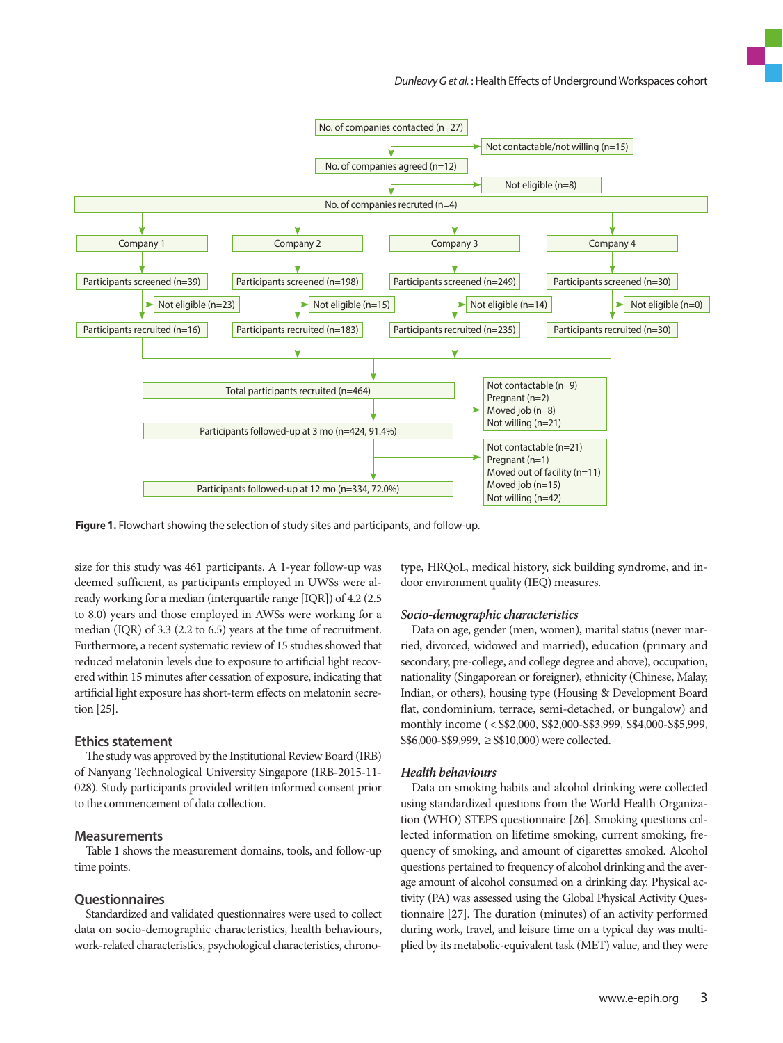No. of companies contacted (n=27)

Not contactable/not willing (n=15)

No. of companies agreed (n=12)

Not eligible (n=8)

No. of companies recruted (n=4)

| Company 1 | Company 2 | Company 3 | Company 4 |
|---|---|---|---|
| Participants screened (n=39) | Participants screened (n=198) | Participants screened (n=249) | Participants screened (n=30) |
| Not eligible (n=23) | Not eligible (n=15) | Not eligible (n=14) | Not eligible (n=0) |
| Participants recruited (n=16) | Participants recruited (n=183) | Participants recruited (n=235) | Participants recruited (n=30) |

Total participants recruited (n=464)

Not contactable (n=9)
Pregnant (n=2)
Moved job (n=8)
Not willing (n=21)

Participants followed-up at 3 mo (n=424, 91.4%)

Not contactable (n=21)
Pregnant (n=1)
Moved out of facility (n=11)
Moved job (n=15)
Not willing (n=42)

Participants followed-up at 12 mo (n=334, 72.0%)

**Figure 1.** Flowchart showing the selection of study sites and participants, and follow-up.

size for this study was 461 participants. A 1-year follow-up was deemed sufficient, as participants employed in UWSs were already working for a median (interquartile range [IQR]) of 4.2 (2.5 to 8.0) years and those employed in AWSs were working for a median (IQR) of 3.3 (2.2 to 6.5) years at the time of recruitment. Furthermore, a recent systematic review of 15 studies showed that reduced melatonin levels due to exposure to artificial light recovered within 15 minutes after cessation of exposure, indicating that artificial light exposure has short-term effects on melatonin secretion [25].

## Ethics statement

The study was approved by the Institutional Review Board (IRB) of Nanyang Technological University Singapore (IRB-2015-11-028). Study participants provided written informed consent prior to the commencement of data collection.

## Measurements

Table 1 shows the measurement domains, tools, and follow-up time points.

## Questionnaires

Standardized and validated questionnaires were used to collect data on socio-demographic characteristics, health behaviours, work-related characteristics, psychological characteristics, chronotype, HRQoL, medical history, sick building syndrome, and indoor environment quality (IEQ) measures.

### *Socio-demographic characteristics*

Data on age, gender (men, women), marital status (never married, divorced, widowed and married), education (primary and secondary, pre-college, and college degree and above), occupation, nationality (Singaporean or foreigner), ethnicity (Chinese, Malay, Indian, or others), housing type (Housing & Development Board flat, condominium, terrace, semi-detached, or bungalow) and monthly income (< S$2,000, S$2,000-S$3,999, S$4,000-S$5,999, S$6,000-S$9,999, ≥ S$10,000) were collected.

### *Health behaviours*

Data on smoking habits and alcohol drinking were collected using standardized questions from the World Health Organization (WHO) STEPS questionnaire [26]. Smoking questions collected information on lifetime smoking, current smoking, frequency of smoking, and amount of cigarettes smoked. Alcohol questions pertained to frequency of alcohol drinking and the average amount of alcohol consumed on a drinking day. Physical activity (PA) was assessed using the Global Physical Activity Questionnaire [27]. The duration (minutes) of an activity performed during work, travel, and leisure time on a typical day was multiplied by its metabolic-equivalent task (MET) value, and they were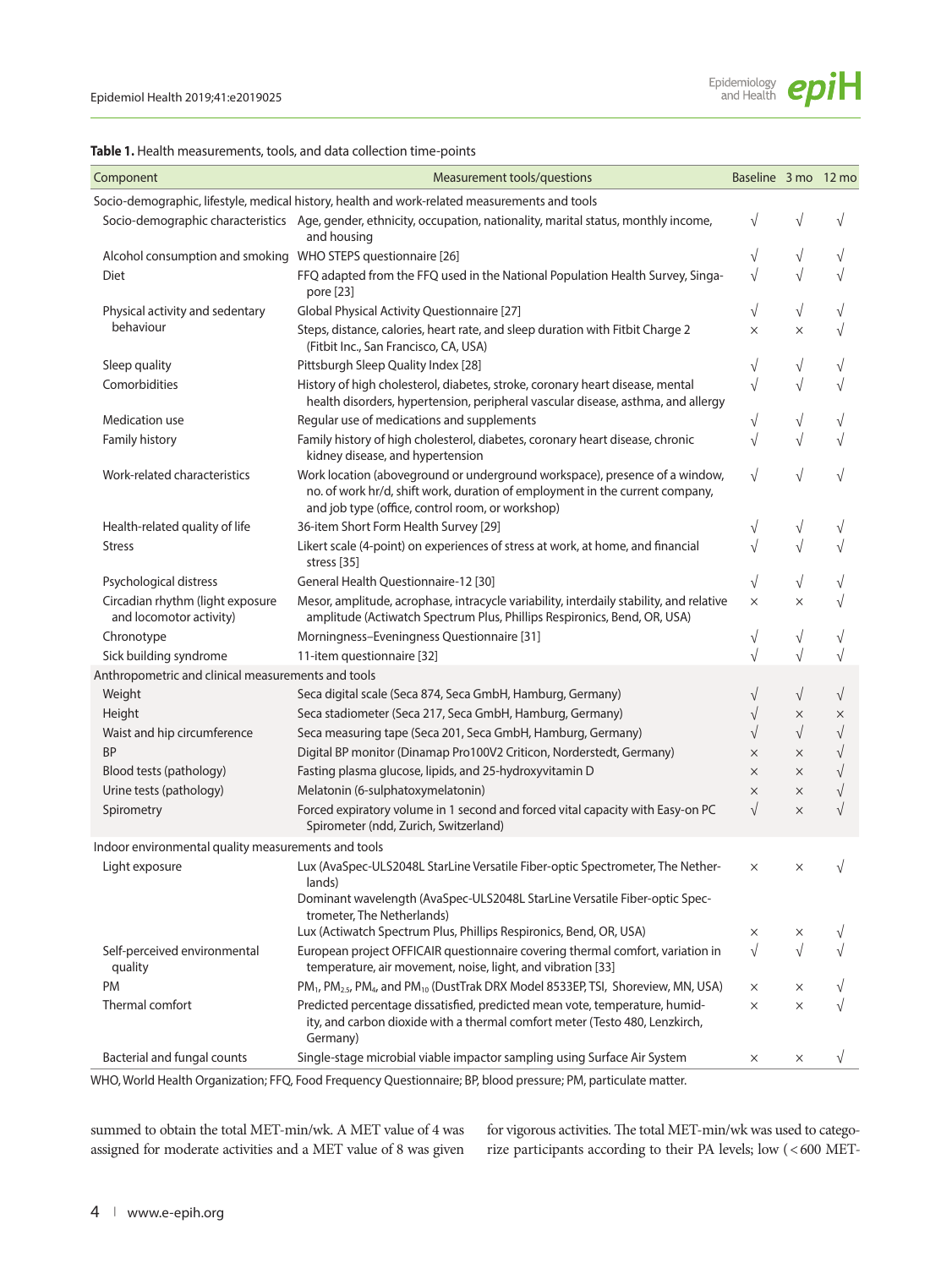**Table 1.** Health measurements, tools, and data collection time-points

| Component | Measurement tools/questions | Baseline | 3 mo | 12 mo |
|---|---|---|---|---|
| Socio-demographic, lifestyle, medical history, health and work-related measurements and tools | | | | |
| Socio-demographic characteristics | Age, gender, ethnicity, occupation, nationality, marital status, monthly income, and housing | √ | √ | √ |
| Alcohol consumption and smoking | WHO STEPS questionnaire [26] | √ | √ | √ |
| Diet | FFQ adapted from the FFQ used in the National Population Health Survey, Singapore [23] | √ | √ | √ |
| Physical activity and sedentary behaviour | Global Physical Activity Questionnaire [27] | √ | √ | √ |
| | Steps, distance, calories, heart rate, and sleep duration with Fitbit Charge 2 (Fitbit Inc., San Francisco, CA, USA) | × | × | √ |
| Sleep quality | Pittsburgh Sleep Quality Index [28] | √ | √ | √ |
| Comorbidities | History of high cholesterol, diabetes, stroke, coronary heart disease, mental health disorders, hypertension, peripheral vascular disease, asthma, and allergy | √ | √ | √ |
| Medication use | Regular use of medications and supplements | √ | √ | √ |
| Family history | Family history of high cholesterol, diabetes, coronary heart disease, chronic kidney disease, and hypertension | √ | √ | √ |
| Work-related characteristics | Work location (aboveground or underground workspace), presence of a window, no. of work hr/d, shift work, duration of employment in the current company, and job type (office, control room, or workshop) | √ | √ | √ |
| Health-related quality of life | 36-item Short Form Health Survey [29] | √ | √ | √ |
| Stress | Likert scale (4-point) on experiences of stress at work, at home, and financial stress [35] | √ | √ | √ |
| Psychological distress | General Health Questionnaire-12 [30] | √ | √ | √ |
| Circadian rhythm (light exposure and locomotor activity) | Mesor, amplitude, acrophase, intracycle variability, interdaily stability, and relative amplitude (Actiwatch Spectrum Plus, Phillips Respironics, Bend, OR, USA) | × | × | √ |
| Chronotype | Morningness–Eveningness Questionnaire [31] | √ | √ | √ |
| Sick building syndrome | 11-item questionnaire [32] | √ | √ | √ |
| Anthropometric and clinical measurements and tools | | | | |
| Weight | Seca digital scale (Seca 874, Seca GmbH, Hamburg, Germany) | √ | √ | √ |
| Height | Seca stadiometer (Seca 217, Seca GmbH, Hamburg, Germany) | √ | × | × |
| Waist and hip circumference | Seca measuring tape (Seca 201, Seca GmbH, Hamburg, Germany) | √ | √ | √ |
| BP | Digital BP monitor (Dinamap Pro100V2 Criticon, Norderstedt, Germany) | × | × | √ |
| Blood tests (pathology) | Fasting plasma glucose, lipids, and 25-hydroxyvitamin D | × | × | √ |
| Urine tests (pathology) | Melatonin (6-sulphatoxymelatonin) | × | × | √ |
| Spirometry | Forced expiratory volume in 1 second and forced vital capacity with Easy-on PC Spirometer (ndd, Zurich, Switzerland) | √ | × | √ |
| Indoor environmental quality measurements and tools | | | | |
| Light exposure | Lux (AvaSpec-ULS2048L StarLine Versatile Fiber-optic Spectrometer, The Netherlands) Dominant wavelength (AvaSpec-ULS2048L StarLine Versatile Fiber-optic Spectrometer, The Netherlands) | × | × | √ |
| | Lux (Actiwatch Spectrum Plus, Phillips Respironics, Bend, OR, USA) | × | × | √ |
| Self-perceived environmental quality | European project OFFICAIR questionnaire covering thermal comfort, variation in temperature, air movement, noise, light, and vibration [33] | √ | √ | √ |
| PM | $PM_1$, $PM_{2.5}$, $PM_4$, and $PM_{10}$ (DustTrak DRX Model 8533EP, TSI, Shoreview, MN, USA) | × | × | √ |
| Thermal comfort | Predicted percentage dissatisfied, predicted mean vote, temperature, humidity, and carbon dioxide with a thermal comfort meter (Testo 480, Lenzkirch, Germany) | × | × | √ |
| Bacterial and fungal counts | Single-stage microbial viable impactor sampling using Surface Air System | × | × | √ |

WHO, World Health Organization; FFQ, Food Frequency Questionnaire; BP, blood pressure; PM, particulate matter.

summed to obtain the total MET-min/wk. A MET value of 4 was assigned for moderate activities and a MET value of 8 was given for vigorous activities. The total MET-min/wk was used to categorize participants according to their PA levels; low (< 600 MET-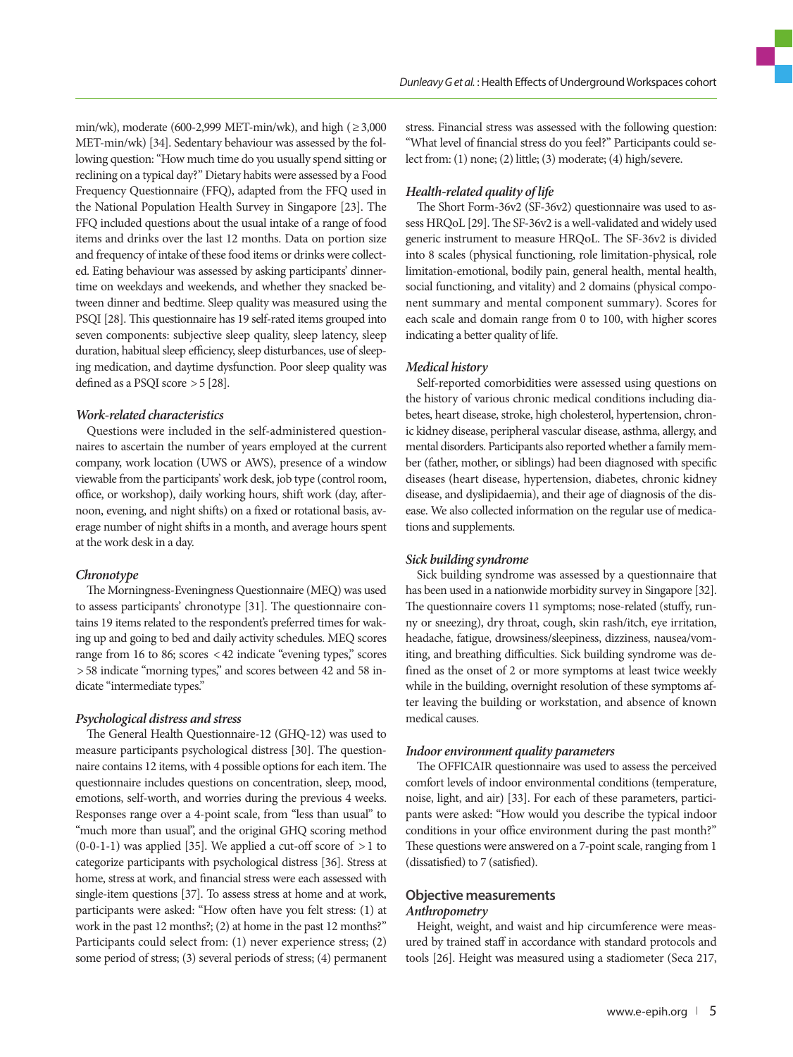min/wk), moderate (600-2,999 MET-min/wk), and high (≥3,000 MET-min/wk) [34]. Sedentary behaviour was assessed by the following question: "How much time do you usually spend sitting or reclining on a typical day?" Dietary habits were assessed by a Food Frequency Questionnaire (FFQ), adapted from the FFQ used in the National Population Health Survey in Singapore [23]. The FFQ included questions about the usual intake of a range of food items and drinks over the last 12 months. Data on portion size and frequency of intake of these food items or drinks were collected. Eating behaviour was assessed by asking participants' dinner-time on weekdays and weekends, and whether they snacked between dinner and bedtime. Sleep quality was measured using the PSQI [28]. This questionnaire has 19 self-rated items grouped into seven components: subjective sleep quality, sleep latency, sleep duration, habitual sleep efficiency, sleep disturbances, use of sleeping medication, and daytime dysfunction. Poor sleep quality was defined as a PSQI score >5 [28].

### *Work-related characteristics*

Questions were included in the self-administered questionnaires to ascertain the number of years employed at the current company, work location (UWS or AWS), presence of a window viewable from the participants' work desk, job type (control room, office, or workshop), daily working hours, shift work (day, afternoon, evening, and night shifts) on a fixed or rotational basis, average number of night shifts in a month, and average hours spent at the work desk in a day.

### *Chronotype*

The Morningness-Eveningness Questionnaire (MEQ) was used to assess participants' chronotype [31]. The questionnaire contains 19 items related to the respondent's preferred times for waking up and going to bed and daily activity schedules. MEQ scores range from 16 to 86; scores <42 indicate "evening types," scores >58 indicate "morning types," and scores between 42 and 58 indicate "intermediate types."

### *Psychological distress and stress*

The General Health Questionnaire-12 (GHQ-12) was used to measure participants psychological distress [30]. The questionnaire contains 12 items, with 4 possible options for each item. The questionnaire includes questions on concentration, sleep, mood, emotions, self-worth, and worries during the previous 4 weeks. Responses range over a 4-point scale, from "less than usual" to "much more than usual," and the original GHQ scoring method (0-0-1-1) was applied [35]. We applied a cut-off score of >1 to categorize participants with psychological distress [36]. Stress at home, stress at work, and financial stress were each assessed with single-item questions [37]. To assess stress at home and at work, participants were asked: "How often have you felt stress: (1) at work in the past 12 months?; (2) at home in the past 12 months?" Participants could select from: (1) never experience stress; (2) some period of stress; (3) several periods of stress; (4) permanent stress. Financial stress was assessed with the following question: "What level of financial stress do you feel?" Participants could select from: (1) none; (2) little; (3) moderate; (4) high/severe.

### *Health-related quality of life*

The Short Form-36v2 (SF-36v2) questionnaire was used to assess HRQoL [29]. The SF-36v2 is a well-validated and widely used generic instrument to measure HRQoL. The SF-36v2 is divided into 8 scales (physical functioning, role limitation-physical, role limitation-emotional, bodily pain, general health, mental health, social functioning, and vitality) and 2 domains (physical component summary and mental component summary). Scores for each scale and domain range from 0 to 100, with higher scores indicating a better quality of life.

### *Medical history*

Self-reported comorbidities were assessed using questions on the history of various chronic medical conditions including diabetes, heart disease, stroke, high cholesterol, hypertension, chronic kidney disease, peripheral vascular disease, asthma, allergy, and mental disorders. Participants also reported whether a family member (father, mother, or siblings) had been diagnosed with specific diseases (heart disease, hypertension, diabetes, chronic kidney disease, and dyslipidaemia), and their age of diagnosis of the disease. We also collected information on the regular use of medications and supplements.

### *Sick building syndrome*

Sick building syndrome was assessed by a questionnaire that has been used in a nationwide morbidity survey in Singapore [32]. The questionnaire covers 11 symptoms; nose-related (stuffy, runny or sneezing), dry throat, cough, skin rash/itch, eye irritation, headache, fatigue, drowsiness/sleepiness, dizziness, nausea/vomiting, and breathing difficulties. Sick building syndrome was defined as the onset of 2 or more symptoms at least twice weekly while in the building, overnight resolution of these symptoms after leaving the building or workstation, and absence of known medical causes.

### *Indoor environment quality parameters*

The OFFICAIR questionnaire was used to assess the perceived comfort levels of indoor environmental conditions (temperature, noise, light, and air) [33]. For each of these parameters, participants were asked: "How would you describe the typical indoor conditions in your office environment during the past month?" These questions were answered on a 7-point scale, ranging from 1 (dissatisfied) to 7 (satisfied).

## Objective measurements

### *Anthropometry*

Height, weight, and waist and hip circumference were measured by trained staff in accordance with standard protocols and tools [26]. Height was measured using a stadiometer (Seca 217,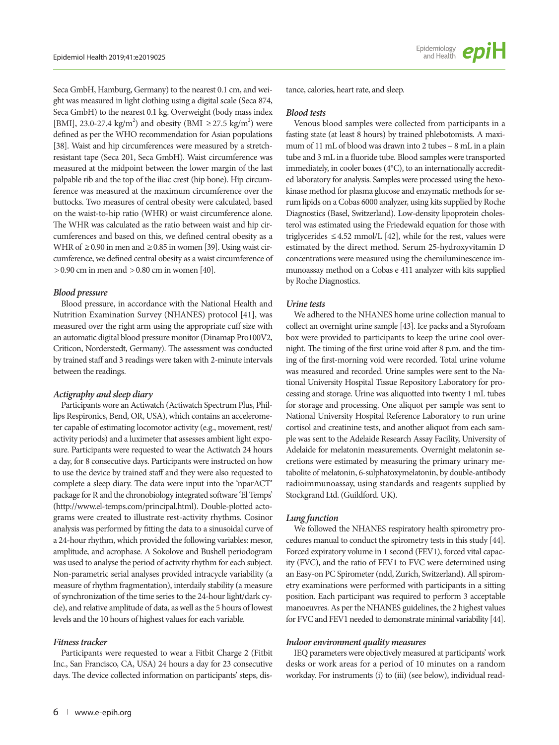Seca GmbH, Hamburg, Germany) to the nearest 0.1 cm, and weight was measured in light clothing using a digital scale (Seca 874, Seca GmbH) to the nearest 0.1 kg. Overweight (body mass index [BMI], 23.0-27.4 kg/m$^2$) and obesity (BMI ≥27.5 kg/m$^2$) were defined as per the WHO recommendation for Asian populations [38]. Waist and hip circumferences were measured by a stretch-resistant tape (Seca 201, Seca GmbH). Waist circumference was measured at the midpoint between the lower margin of the last palpable rib and the top of the iliac crest (hip bone). Hip circumference was measured at the maximum circumference over the buttocks. Two measures of central obesity were calculated, based on the waist-to-hip ratio (WHR) or waist circumference alone. The WHR was calculated as the ratio between waist and hip circumferences and based on this, we defined central obesity as a WHR of ≥0.90 in men and ≥0.85 in women [39]. Using waist circumference, we defined central obesity as a waist circumference of >0.90 cm in men and >0.80 cm in women [40].

### *Blood pressure*

Blood pressure, in accordance with the National Health and Nutrition Examination Survey (NHANES) protocol [41], was measured over the right arm using the appropriate cuff size with an automatic digital blood pressure monitor (Dinamap Pro100V2, Criticon, Norderstedt, Germany). The assessment was conducted by trained staff and 3 readings were taken with 2-minute intervals between the readings.

### *Actigraphy and sleep diary*

Participants wore an Actiwatch (Actiwatch Spectrum Plus, Phillips Respironics, Bend, OR, USA), which contains an accelerometer capable of estimating locomotor activity (e.g., movement, rest/activity periods) and a luximeter that assesses ambient light exposure. Participants were requested to wear the Actiwatch 24 hours a day, for 8 consecutive days. Participants were instructed on how to use the device by trained staff and they were also requested to complete a sleep diary. The data were input into the 'nparACT' package for R and the chronobiology integrated software 'El Temps' (http://www.el-temps.com/principal.html). Double-plotted actograms were created to illustrate rest-activity rhythms. Cosinor analysis was performed by fitting the data to a sinusoidal curve of a 24-hour rhythm, which provided the following variables: mesor, amplitude, and acrophase. A Sokolove and Bushell periodogram was used to analyse the period of activity rhythm for each subject. Non-parametric serial analyses provided intracycle variability (a measure of rhythm fragmentation), interdaily stability (a measure of synchronization of the time series to the 24-hour light/dark cycle), and relative amplitude of data, as well as the 5 hours of lowest levels and the 10 hours of highest values for each variable.

### *Fitness tracker*

Participants were requested to wear a Fitbit Charge 2 (Fitbit Inc., San Francisco, CA, USA) 24 hours a day for 23 consecutive days. The device collected information on participants' steps, distance, calories, heart rate, and sleep.

### *Blood tests*

Venous blood samples were collected from participants in a fasting state (at least 8 hours) by trained phlebotomists. A maximum of 11 mL of blood was drawn into 2 tubes – 8 mL in a plain tube and 3 mL in a fluoride tube. Blood samples were transported immediately, in cooler boxes (4°C), to an internationally accredited laboratory for analysis. Samples were processed using the hexokinase method for plasma glucose and enzymatic methods for serum lipids on a Cobas 6000 analyzer, using kits supplied by Roche Diagnostics (Basel, Switzerland). Low-density lipoprotein cholesterol was estimated using the Friedewald equation for those with triglycerides ≤4.52 mmol/L [42], while for the rest, values were estimated by the direct method. Serum 25-hydroxyvitamin D concentrations were measured using the chemiluminescence immunoassay method on a Cobas e 411 analyzer with kits supplied by Roche Diagnostics.

### *Urine tests*

We adhered to the NHANES home urine collection manual to collect an overnight urine sample [43]. Ice packs and a Styrofoam box were provided to participants to keep the urine cool overnight. The timing of the first urine void after 8 p.m. and the timing of the first-morning void were recorded. Total urine volume was measured and recorded. Urine samples were sent to the National University Hospital Tissue Repository Laboratory for processing and storage. Urine was aliquotted into twenty 1 mL tubes for storage and processing. One aliquot per sample was sent to National University Hospital Reference Laboratory to run urine cortisol and creatinine tests, and another aliquot from each sample was sent to the Adelaide Research Assay Facility, University of Adelaide for melatonin measurements. Overnight melatonin secretions were estimated by measuring the primary urinary metabolite of melatonin, 6-sulphatoxymelatonin, by double-antibody radioimmunoassay, using standards and reagents supplied by Stockgrand Ltd. (Guildford. UK).

### *Lung function*

We followed the NHANES respiratory health spirometry procedures manual to conduct the spirometry tests in this study [44]. Forced expiratory volume in 1 second (FEV1), forced vital capacity (FVC), and the ratio of FEV1 to FVC were determined using an Easy-on PC Spirometer (ndd, Zurich, Switzerland). All spirometry examinations were performed with participants in a sitting position. Each participant was required to perform 3 acceptable manoeuvres. As per the NHANES guidelines, the 2 highest values for FVC and FEV1 needed to demonstrate minimal variability [44].

### *Indoor environment quality measures*

IEQ parameters were objectively measured at participants' work desks or work areas for a period of 10 minutes on a random workday. For instruments (i) to (iii) (see below), individual read-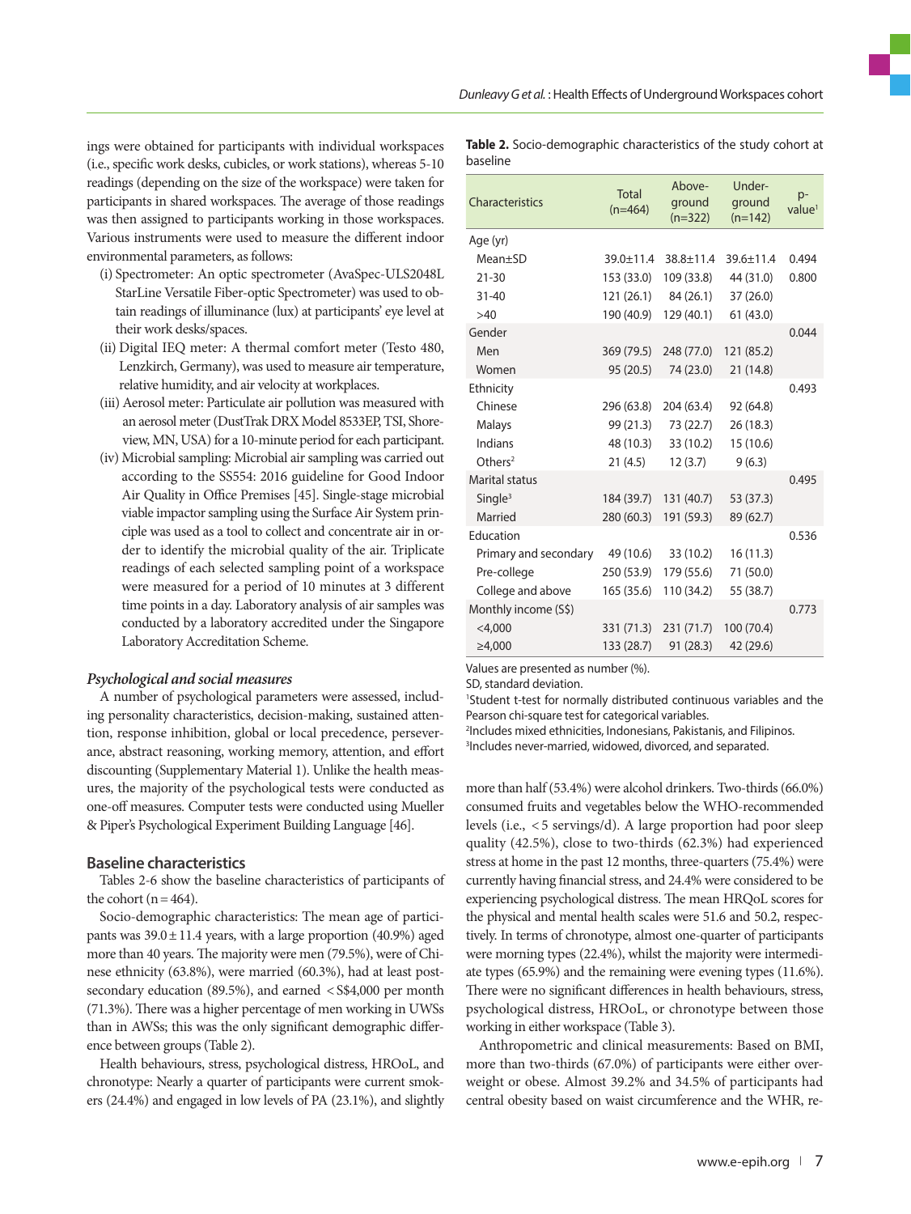ings were obtained for participants with individual workspaces (i.e., specific work desks, cubicles, or work stations), whereas 5-10 readings (depending on the size of the workspace) were taken for participants in shared workspaces. The average of those readings was then assigned to participants working in those workspaces. Various instruments were used to measure the different indoor environmental parameters, as follows:

(i) Spectrometer: An optic spectrometer (AvaSpec-ULS2048L StarLine Versatile Fiber-optic Spectrometer) was used to obtain readings of illuminance (lux) at participants' eye level at their work desks/spaces.
(ii) Digital IEQ meter: A thermal comfort meter (Testo 480, Lenzkirch, Germany), was used to measure air temperature, relative humidity, and air velocity at workplaces.
(iii) Aerosol meter: Particulate air pollution was measured with an aerosol meter (DustTrak DRX Model 8533EP, TSI, Shoreview, MN, USA) for a 10-minute period for each participant.
(iv) Microbial sampling: Microbial air sampling was carried out according to the SS554: 2016 guideline for Good Indoor Air Quality in Office Premises [45]. Single-stage microbial viable impactor sampling using the Surface Air System principle was used as a tool to collect and concentrate air in order to identify the microbial quality of the air. Triplicate readings of each selected sampling point of a workspace were measured for a period of 10 minutes at 3 different time points in a day. Laboratory analysis of air samples was conducted by a laboratory accredited under the Singapore Laboratory Accreditation Scheme.

### *Psychological and social measures*

A number of psychological parameters were assessed, including personality characteristics, decision-making, sustained attention, response inhibition, global or local precedence, perseverance, abstract reasoning, working memory, attention, and effort discounting (Supplementary Material 1). Unlike the health measures, the majority of the psychological tests were conducted as one-off measures. Computer tests were conducted using Mueller & Piper's Psychological Experiment Building Language [46].

## Baseline characteristics

Tables 2-6 show the baseline characteristics of participants of the cohort (n = 464).

Socio-demographic characteristics: The mean age of participants was 39.0 ± 11.4 years, with a large proportion (40.9%) aged more than 40 years. The majority were men (79.5%), were of Chinese ethnicity (63.8%), were married (60.3%), had at least post-secondary education (89.5%), and earned < S$4,000 per month (71.3%). There was a higher percentage of men working in UWSs than in AWSs; this was the only significant demographic difference between groups (Table 2).

**Table 2.** Socio-demographic characteristics of the study cohort at baseline

| Characteristics | Total (n=464) | Above-ground (n=322) | Under-ground (n=142) | p-value[1] |
|---|---|---|---|---|
| Age (yr) | | | | |
| Mean±SD | 39.0±11.4 | 38.8±11.4 | 39.6±11.4 | 0.494 |
| 21-30 | 153 (33.0) | 109 (33.8) | 44 (31.0) | 0.800 |
| 31-40 | 121 (26.1) | 84 (26.1) | 37 (26.0) | |
| >40 | 190 (40.9) | 129 (40.1) | 61 (43.0) | |
| Gender | | | | 0.044 |
| Men | 369 (79.5) | 248 (77.0) | 121 (85.2) | |
| Women | 95 (20.5) | 74 (23.0) | 21 (14.8) | |
| Ethnicity | | | | 0.493 |
| Chinese | 296 (63.8) | 204 (63.4) | 92 (64.8) | |
| Malays | 99 (21.3) | 73 (22.7) | 26 (18.3) | |
| Indians | 48 (10.3) | 33 (10.2) | 15 (10.6) | |
| Others[2] | 21 (4.5) | 12 (3.7) | 9 (6.3) | |
| Marital status | | | | 0.495 |
| Single[3] | 184 (39.7) | 131 (40.7) | 53 (37.3) | |
| Married | 280 (60.3) | 191 (59.3) | 89 (62.7) | |
| Education | | | | 0.536 |
| Primary and secondary | 49 (10.6) | 33 (10.2) | 16 (11.3) | |
| Pre-college | 250 (53.9) | 179 (55.6) | 71 (50.0) | |
| College and above | 165 (35.6) | 110 (34.2) | 55 (38.7) | |
| Monthly income (S$) | | | | 0.773 |
| <4,000 | 331 (71.3) | 231 (71.7) | 100 (70.4) | |
| ≥4,000 | 133 (28.7) | 91 (28.3) | 42 (29.6) | |

Values are presented as number (%).
SD, standard deviation.
[1]Student t-test for normally distributed continuous variables and the Pearson chi-square test for categorical variables.
[2]Includes mixed ethnicities, Indonesians, Pakistanis, and Filipinos.
[3]Includes never-married, widowed, divorced, and separated.

Health behaviours, stress, psychological distress, HROoL, and chronotype: Nearly a quarter of participants were current smokers (24.4%) and engaged in low levels of PA (23.1%), and slightly more than half (53.4%) were alcohol drinkers. Two-thirds (66.0%) consumed fruits and vegetables below the WHO-recommended levels (i.e., < 5 servings/d). A large proportion had poor sleep quality (42.5%), close to two-thirds (62.3%) had experienced stress at home in the past 12 months, three-quarters (75.4%) were currently having financial stress, and 24.4% were considered to be experiencing psychological distress. The mean HRQoL scores for the physical and mental health scales were 51.6 and 50.2, respectively. In terms of chronotype, almost one-quarter of participants were morning types (22.4%), whilst the majority were intermediate types (65.9%) and the remaining were evening types (11.6%). There were no significant differences in health behaviours, stress, psychological distress, HROoL, or chronotype between those working in either workspace (Table 3).

Anthropometric and clinical measurements: Based on BMI, more than two-thirds (67.0%) of participants were either overweight or obese. Almost 39.2% and 34.5% of participants had central obesity based on waist circumference and the WHR, re-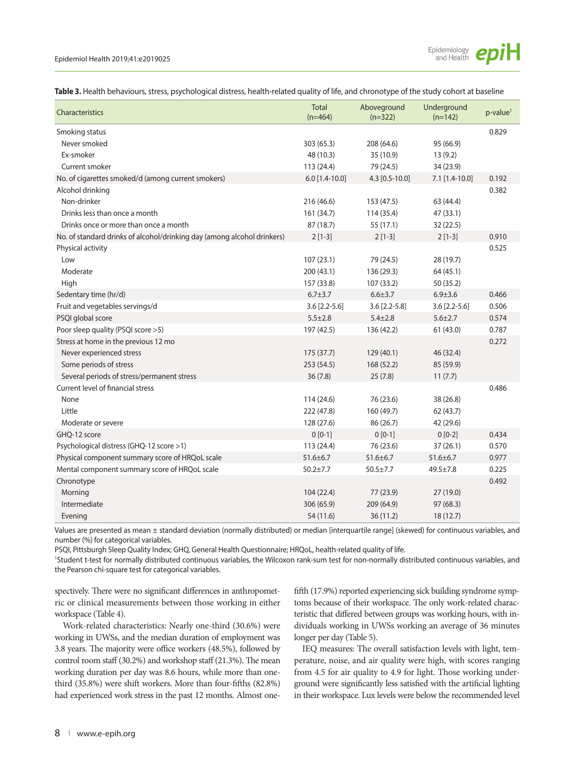**Table 3.** Health behaviours, stress, psychological distress, health-related quality of life, and chronotype of the study cohort at baseline

| Characteristics | Total (n=464) | Aboveground (n=322) | Underground (n=142) | p-value[1] |
|---|---|---|---|---|
| Smoking status | | | | 0.829 |
| Never smoked | 303 (65.3) | 208 (64.6) | 95 (66.9) | |
| Ex-smoker | 48 (10.3) | 35 (10.9) | 13 (9.2) | |
| Current smoker | 113 (24.4) | 79 (24.5) | 34 (23.9) | |
| No. of cigarettes smoked/d (among current smokers) | 6.0 [1.4-10.0] | 4.3 [0.5-10.0] | 7.1 [1.4-10.0] | 0.192 |
| Alcohol drinking | | | | 0.382 |
| Non-drinker | 216 (46.6) | 153 (47.5) | 63 (44.4) | |
| Drinks less than once a month | 161 (34.7) | 114 (35.4) | 47 (33.1) | |
| Drinks once or more than once a month | 87 (18.7) | 55 (17.1) | 32 (22.5) | |
| No. of standard drinks of alcohol/drinking day (among alcohol drinkers) | 2 [1-3] | 2 [1-3] | 2 [1-3] | 0.910 |
| Physical activity | | | | 0.525 |
| Low | 107 (23.1) | 79 (24.5) | 28 (19.7) | |
| Moderate | 200 (43.1) | 136 (29.3) | 64 (45.1) | |
| High | 157 (33.8) | 107 (33.2) | 50 (35.2) | |
| Sedentary time (hr/d) | 6.7±3.7 | 6.6±3.7 | 6.9±3.6 | 0.466 |
| Fruit and vegetables servings/d | 3.6 [2.2-5.6] | 3.6 [2.2-5.8] | 3.6 [2.2-5.6] | 0.506 |
| PSQI global score | 5.5±2.8 | 5.4±2.8 | 5.6±2.7 | 0.574 |
| Poor sleep quality (PSQI score >5) | 197 (42.5) | 136 (42.2) | 61 (43.0) | 0.787 |
| Stress at home in the previous 12 mo | | | | 0.272 |
| Never experienced stress | 175 (37.7) | 129 (40.1) | 46 (32.4) | |
| Some periods of stress | 253 (54.5) | 168 (52.2) | 85 (59.9) | |
| Several periods of stress/permanent stress | 36 (7.8) | 25 (7.8) | 11 (7.7) | |
| Current level of financial stress | | | | 0.486 |
| None | 114 (24.6) | 76 (23.6) | 38 (26.8) | |
| Little | 222 (47.8) | 160 (49.7) | 62 (43.7) | |
| Moderate or severe | 128 (27.6) | 86 (26.7) | 42 (29.6) | |
| GHQ-12 score | 0 [0-1] | 0 [0-1] | 0 [0-2] | 0.434 |
| Psychological distress (GHQ-12 score >1) | 113 (24.4) | 76 (23.6) | 37 (26.1) | 0.570 |
| Physical component summary score of HRQoL scale | 51.6±6.7 | 51.6±6.7 | 51.6±6.7 | 0.977 |
| Mental component summary score of HRQoL scale | 50.2±7.7 | 50.5±7.7 | 49.5±7.8 | 0.225 |
| Chronotype | | | | 0.492 |
| Morning | 104 (22.4) | 77 (23.9) | 27 (19.0) | |
| Intermediate | 306 (65.9) | 209 (64.9) | 97 (68.3) | |
| Evening | 54 (11.6) | 36 (11.2) | 18 (12.7) | |

Values are presented as mean ± standard deviation (normally distributed) or median [interquartile range] (skewed) for continuous variables, and number (%) for categorical variables.

PSQI, Pittsburgh Sleep Quality Index; GHQ, General Health Questionnaire; HRQoL, health-related quality of life.

[1]Student t-test for normally distributed continuous variables, the Wilcoxon rank-sum test for non-normally distributed continuous variables, and the Pearson chi-square test for categorical variables.

spectively. There were no significant differences in anthropometric or clinical measurements between those working in either workspace (Table 4).

Work-related characteristics: Nearly one-third (30.6%) were working in UWSs, and the median duration of employment was 3.8 years. The majority were office workers (48.5%), followed by control room staff (30.2%) and workshop staff (21.3%). The mean working duration per day was 8.6 hours, while more than one-third (35.8%) were shift workers. More than four-fifths (82.8%) had experienced work stress in the past 12 months. Almost one-fifth (17.9%) reported experiencing sick building syndrome symptoms because of their workspace. The only work-related characteristic that differed between groups was working hours, with individuals working in UWSs working an average of 36 minutes longer per day (Table 5).

IEQ measures: The overall satisfaction levels with light, temperature, noise, and air quality were high, with scores ranging from 4.5 for air quality to 4.9 for light. Those working underground were significantly less satisfied with the artificial lighting in their workspace. Lux levels were below the recommended level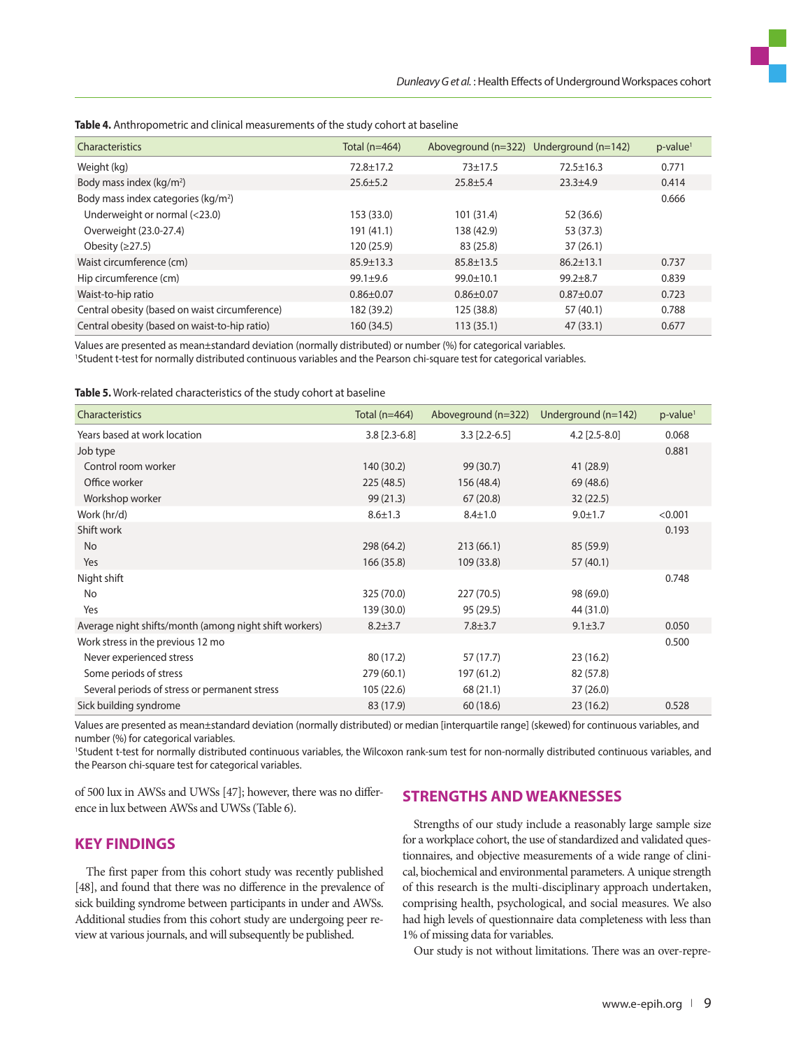**Table 4.** Anthropometric and clinical measurements of the study cohort at baseline

| Characteristics | Total (n=464) | Aboveground (n=322) | Underground (n=142) | p-value[1] |
|---|---|---|---|---|
| Weight (kg) | 72.8±17.2 | 73±17.5 | 72.5±16.3 | 0.771 |
| Body mass index (kg/m²) | 25.6±5.2 | 25.8±5.4 | 23.3±4.9 | 0.414 |
| Body mass index categories (kg/m²) | | | | 0.666 |
| Underweight or normal (<23.0) | 153 (33.0) | 101 (31.4) | 52 (36.6) | |
| Overweight (23.0-27.4) | 191 (41.1) | 138 (42.9) | 53 (37.3) | |
| Obesity (≥27.5) | 120 (25.9) | 83 (25.8) | 37 (26.1) | |
| Waist circumference (cm) | 85.9±13.3 | 85.8±13.5 | 86.2±13.1 | 0.737 |
| Hip circumference (cm) | 99.1±9.6 | 99.0±10.1 | 99.2±8.7 | 0.839 |
| Waist-to-hip ratio | 0.86±0.07 | 0.86±0.07 | 0.87±0.07 | 0.723 |
| Central obesity (based on waist circumference) | 182 (39.2) | 125 (38.8) | 57 (40.1) | 0.788 |
| Central obesity (based on waist-to-hip ratio) | 160 (34.5) | 113 (35.1) | 47 (33.1) | 0.677 |

Values are presented as mean±standard deviation (normally distributed) or number (%) for categorical variables.
[1]Student t-test for normally distributed continuous variables and the Pearson chi-square test for categorical variables.

**Table 5.** Work-related characteristics of the study cohort at baseline

| Characteristics | Total (n=464) | Aboveground (n=322) | Underground (n=142) | p-value[1] |
|---|---|---|---|---|
| Years based at work location | 3.8 [2.3-6.8] | 3.3 [2.2-6.5] | 4.2 [2.5-8.0] | 0.068 |
| Job type | | | | 0.881 |
| Control room worker | 140 (30.2) | 99 (30.7) | 41 (28.9) | |
| Office worker | 225 (48.5) | 156 (48.4) | 69 (48.6) | |
| Workshop worker | 99 (21.3) | 67 (20.8) | 32 (22.5) | |
| Work (hr/d) | 8.6±1.3 | 8.4±1.0 | 9.0±1.7 | <0.001 |
| Shift work | | | | 0.193 |
| No | 298 (64.2) | 213 (66.1) | 85 (59.9) | |
| Yes | 166 (35.8) | 109 (33.8) | 57 (40.1) | |
| Night shift | | | | 0.748 |
| No | 325 (70.0) | 227 (70.5) | 98 (69.0) | |
| Yes | 139 (30.0) | 95 (29.5) | 44 (31.0) | |
| Average night shifts/month (among night shift workers) | 8.2±3.7 | 7.8±3.7 | 9.1±3.7 | 0.050 |
| Work stress in the previous 12 mo | | | | 0.500 |
| Never experienced stress | 80 (17.2) | 57 (17.7) | 23 (16.2) | |
| Some periods of stress | 279 (60.1) | 197 (61.2) | 82 (57.8) | |
| Several periods of stress or permanent stress | 105 (22.6) | 68 (21.1) | 37 (26.0) | |
| Sick building syndrome | 83 (17.9) | 60 (18.6) | 23 (16.2) | 0.528 |

Values are presented as mean±standard deviation (normally distributed) or median [interquartile range] (skewed) for continuous variables, and number (%) for categorical variables.
[1]Student t-test for normally distributed continuous variables, the Wilcoxon rank-sum test for non-normally distributed continuous variables, and the Pearson chi-square test for categorical variables.

of 500 lux in AWSs and UWSs [47]; however, there was no difference in lux between AWSs and UWSs (Table 6).

## KEY FINDINGS

The first paper from this cohort study was recently published [48], and found that there was no difference in the prevalence of sick building syndrome between participants in under and AWSs. Additional studies from this cohort study are undergoing peer review at various journals, and will subsequently be published.

## STRENGTHS AND WEAKNESSES

Strengths of our study include a reasonably large sample size for a workplace cohort, the use of standardized and validated questionnaires, and objective measurements of a wide range of clinical, biochemical and environmental parameters. A unique strength of this research is the multi-disciplinary approach undertaken, comprising health, psychological, and social measures. We also had high levels of questionnaire data completeness with less than 1% of missing data for variables.

Our study is not without limitations. There was an over-repre-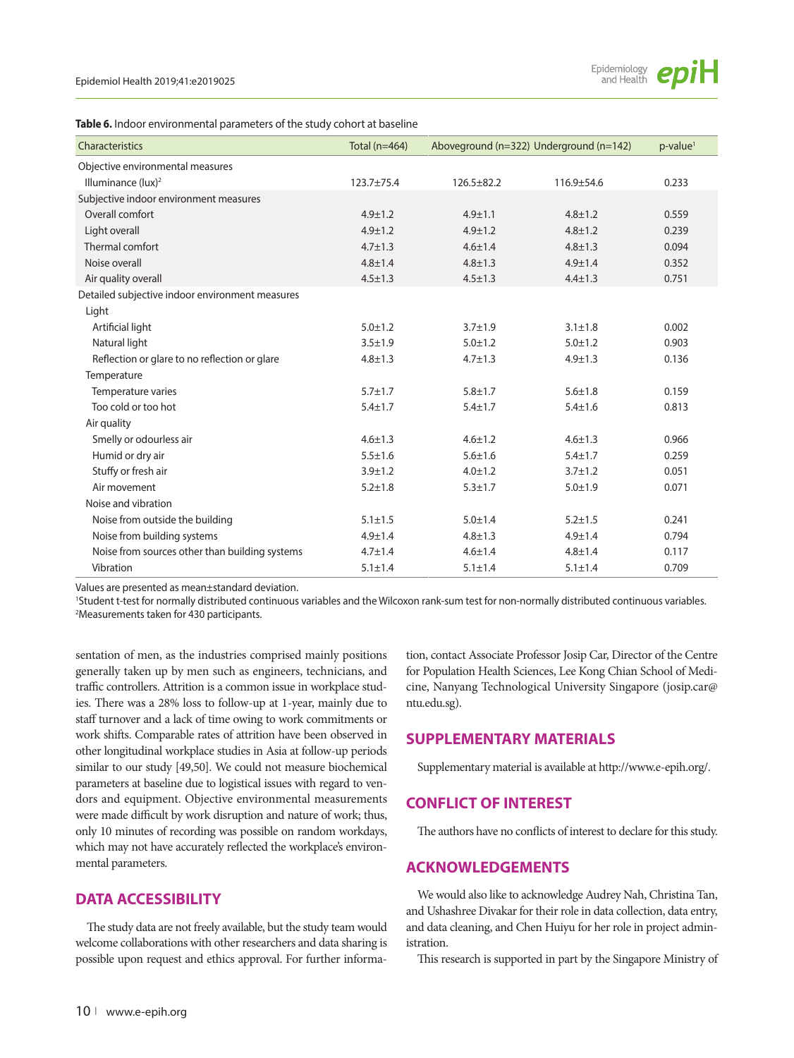**Table 6.** Indoor environmental parameters of the study cohort at baseline

| Characteristics | Total (n=464) | Aboveground (n=322) | Underground (n=142) | p-value[1] |
|---|---|---|---|---|
| Objective environmental measures | | | | |
| Illuminance (lux)[2] | 123.7±75.4 | 126.5±82.2 | 116.9±54.6 | 0.233 |
| Subjective indoor environment measures | | | | |
| Overall comfort | 4.9±1.2 | 4.9±1.1 | 4.8±1.2 | 0.559 |
| Light overall | 4.9±1.2 | 4.9±1.2 | 4.8±1.2 | 0.239 |
| Thermal comfort | 4.7±1.3 | 4.6±1.4 | 4.8±1.3 | 0.094 |
| Noise overall | 4.8±1.4 | 4.8±1.3 | 4.9±1.4 | 0.352 |
| Air quality overall | 4.5±1.3 | 4.5±1.3 | 4.4±1.3 | 0.751 |
| Detailed subjective indoor environment measures | | | | |
| Light | | | | |
| Artificial light | 5.0±1.2 | 3.7±1.9 | 3.1±1.8 | 0.002 |
| Natural light | 3.5±1.9 | 5.0±1.2 | 5.0±1.2 | 0.903 |
| Reflection or glare to no reflection or glare | 4.8±1.3 | 4.7±1.3 | 4.9±1.3 | 0.136 |
| Temperature | | | | |
| Temperature varies | 5.7±1.7 | 5.8±1.7 | 5.6±1.8 | 0.159 |
| Too cold or too hot | 5.4±1.7 | 5.4±1.7 | 5.4±1.6 | 0.813 |
| Air quality | | | | |
| Smelly or odourless air | 4.6±1.3 | 4.6±1.2 | 4.6±1.3 | 0.966 |
| Humid or dry air | 5.5±1.6 | 5.6±1.6 | 5.4±1.7 | 0.259 |
| Stuffy or fresh air | 3.9±1.2 | 4.0±1.2 | 3.7±1.2 | 0.051 |
| Air movement | 5.2±1.8 | 5.3±1.7 | 5.0±1.9 | 0.071 |
| Noise and vibration | | | | |
| Noise from outside the building | 5.1±1.5 | 5.0±1.4 | 5.2±1.5 | 0.241 |
| Noise from building systems | 4.9±1.4 | 4.8±1.3 | 4.9±1.4 | 0.794 |
| Noise from sources other than building systems | 4.7±1.4 | 4.6±1.4 | 4.8±1.4 | 0.117 |
| Vibration | 5.1±1.4 | 5.1±1.4 | 5.1±1.4 | 0.709 |

Values are presented as mean±standard deviation.
[1]Student t-test for normally distributed continuous variables and the Wilcoxon rank-sum test for non-normally distributed continuous variables.
[2]Measurements taken for 430 participants.

sentation of men, as the industries comprised mainly positions generally taken up by men such as engineers, technicians, and traffic controllers. Attrition is a common issue in workplace studies. There was a 28% loss to follow-up at 1-year, mainly due to staff turnover and a lack of time owing to work commitments or work shifts. Comparable rates of attrition have been observed in other longitudinal workplace studies in Asia at follow-up periods similar to our study [49,50]. We could not measure biochemical parameters at baseline due to logistical issues with regard to vendors and equipment. Objective environmental measurements were made difficult by work disruption and nature of work; thus, only 10 minutes of recording was possible on random workdays, which may not have accurately reflected the workplace's environmental parameters.

## DATA ACCESSIBILITY

The study data are not freely available, but the study team would welcome collaborations with other researchers and data sharing is possible upon request and ethics approval. For further information, contact Associate Professor Josip Car, Director of the Centre for Population Health Sciences, Lee Kong Chian School of Medicine, Nanyang Technological University Singapore (josip.car@ntu.edu.sg).

## SUPPLEMENTARY MATERIALS

Supplementary material is available at http://www.e-epih.org/.

## CONFLICT OF INTEREST

The authors have no conflicts of interest to declare for this study.

## ACKNOWLEDGEMENTS

We would also like to acknowledge Audrey Nah, Christina Tan, and Ushashree Divakar for their role in data collection, data entry, and data cleaning, and Chen Huiyu for her role in project administration.

This research is supported in part by the Singapore Ministry of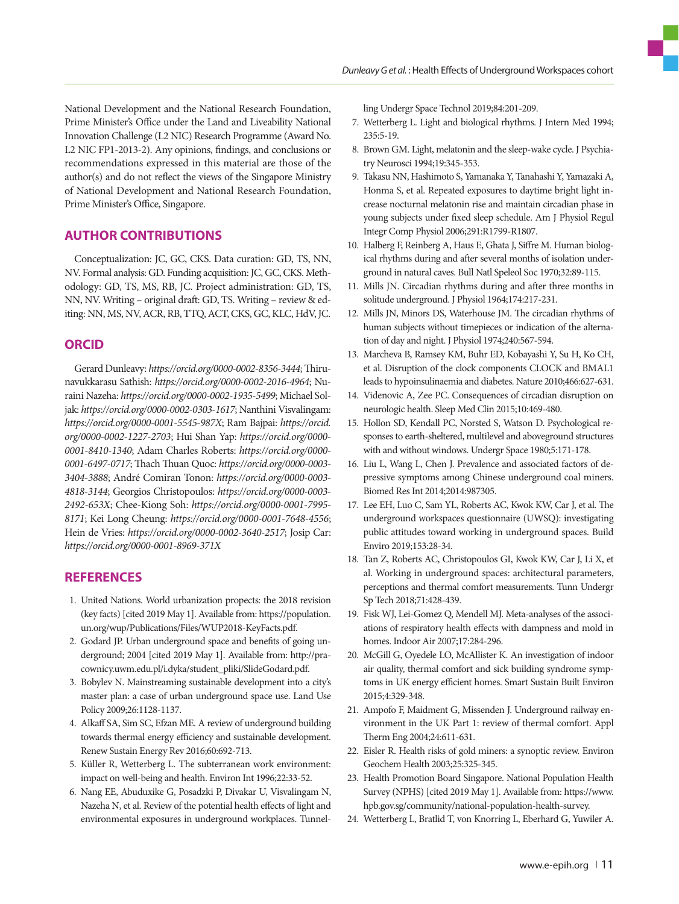National Development and the National Research Foundation, Prime Minister's Office under the Land and Liveability National Innovation Challenge (L2 NIC) Research Programme (Award No. L2 NIC FP1-2013-2). Any opinions, findings, and conclusions or recommendations expressed in this material are those of the author(s) and do not reflect the views of the Singapore Ministry of National Development and National Research Foundation, Prime Minister's Office, Singapore.

## AUTHOR CONTRIBUTIONS

Conceptualization: JC, GC, CKS. Data curation: GD, TS, NN, NV. Formal analysis: GD. Funding acquisition: JC, GC, CKS. Methodology: GD, TS, MS, RB, JC. Project administration: GD, TS, NN, NV. Writing – original draft: GD, TS. Writing – review & editing: NN, MS, NV, ACR, RB, TTQ, ACT, CKS, GC, KLC, HdV, JC.

## ORCID

Gerard Dunleavy: *https://orcid.org/0000-0002-8356-3444*; Thirunavukkarasu Sathish: *https://orcid.org/0000-0002-2016-4964*; Nuraini Nazeha: *https://orcid.org/0000-0002-1935-5499*; Michael Soljak: *https://orcid.org/0000-0002-0303-1617*; Nanthini Visvalingam: *https://orcid.org/0000-0001-5545-987X*; Ram Bajpai: *https://orcid.org/0000-0002-1227-2703*; Hui Shan Yap: *https://orcid.org/0000-0001-8410-1340*; Adam Charles Roberts: *https://orcid.org/0000-0001-6497-0717*; Thach Thuan Quoc: *https://orcid.org/0000-0003-3404-3888*; André Comiran Tonon: *https://orcid.org/0000-0003-4818-3144*; Georgios Christopoulos: *https://orcid.org/0000-0003-2492-653X*; Chee-Kiong Soh: *https://orcid.org/0000-0001-7995-8171*; Kei Long Cheung: *https://orcid.org/0000-0001-7648-4556*; Hein de Vries: *https://orcid.org/0000-0002-3640-2517*; Josip Car: *https://orcid.org/0000-0001-8969-371X*

## REFERENCES

1. United Nations. World urbanization propects: the 2018 revision (key facts) [cited 2019 May 1]. Available from: https://population.un.org/wup/Publications/Files/WUP2018-KeyFacts.pdf.
2. Godard JP. Urban underground space and benefits of going underground; 2004 [cited 2019 May 1]. Available from: http://pracownicy.uwm.edu.pl/i.dyka/student_pliki/SlideGodard.pdf.
3. Bobylev N. Mainstreaming sustainable development into a city's master plan: a case of urban underground space use. Land Use Policy 2009;26:1128-1137.
4. Alkaff SA, Sim SC, Efzan ME. A review of underground building towards thermal energy efficiency and sustainable development. Renew Sustain Energy Rev 2016;60:692-713.
5. Küller R, Wetterberg L. The subterranean work environment: impact on well-being and health. Environ Int 1996;22:33-52.
6. Nang EE, Abuduxike G, Posadzki P, Divakar U, Visvalingam N, Nazeha N, et al. Review of the potential health effects of light and environmental exposures in underground workplaces. Tunnelling Undergr Space Technol 2019;84:201-209.
7. Wetterberg L. Light and biological rhythms. J Intern Med 1994;235:5-19.
8. Brown GM. Light, melatonin and the sleep-wake cycle. J Psychiatry Neurosci 1994;19:345-353.
9. Takasu NN, Hashimoto S, Yamanaka Y, Tanahashi Y, Yamazaki A, Honma S, et al. Repeated exposures to daytime bright light increase nocturnal melatonin rise and maintain circadian phase in young subjects under fixed sleep schedule. Am J Physiol Regul Integr Comp Physiol 2006;291:R1799-R1807.
10. Halberg F, Reinberg A, Haus E, Ghata J, Siffre M. Human biological rhythms during and after several months of isolation underground in natural caves. Bull Natl Speleol Soc 1970;32:89-115.
11. Mills JN. Circadian rhythms during and after three months in solitude underground. J Physiol 1964;174:217-231.
12. Mills JN, Minors DS, Waterhouse JM. The circadian rhythms of human subjects without timepieces or indication of the alternation of day and night. J Physiol 1974;240:567-594.
13. Marcheva B, Ramsey KM, Buhr ED, Kobayashi Y, Su H, Ko CH, et al. Disruption of the clock components CLOCK and BMAL1 leads to hypoinsulinaemia and diabetes. Nature 2010;466:627-631.
14. Videnovic A, Zee PC. Consequences of circadian disruption on neurologic health. Sleep Med Clin 2015;10:469-480.
15. Hollon SD, Kendall PC, Norsted S, Watson D. Psychological responses to earth-sheltered, multilevel and aboveground structures with and without windows. Undergr Space 1980;5:171-178.
16. Liu L, Wang L, Chen J. Prevalence and associated factors of depressive symptoms among Chinese underground coal miners. Biomed Res Int 2014;2014:987305.
17. Lee EH, Luo C, Sam YL, Roberts AC, Kwok KW, Car J, et al. The underground workspaces questionnaire (UWSQ): investigating public attitudes toward working in underground spaces. Build Enviro 2019;153:28-34.
18. Tan Z, Roberts AC, Christopoulos GI, Kwok KW, Car J, Li X, et al. Working in underground spaces: architectural parameters, perceptions and thermal comfort measurements. Tunn Undergr Sp Tech 2018;71:428-439.
19. Fisk WJ, Lei-Gomez Q, Mendell MJ. Meta-analyses of the associations of respiratory health effects with dampness and mold in homes. Indoor Air 2007;17:284-296.
20. McGill G, Oyedele LO, McAllister K. An investigation of indoor air quality, thermal comfort and sick building syndrome symptoms in UK energy efficient homes. Smart Sustain Built Environ 2015;4:329-348.
21. Ampofo F, Maidment G, Missenden J. Underground railway environment in the UK Part 1: review of thermal comfort. Appl Therm Eng 2004;24:611-631.
22. Eisler R. Health risks of gold miners: a synoptic review. Environ Geochem Health 2003;25:325-345.
23. Health Promotion Board Singapore. National Population Health Survey (NPHS) [cited 2019 May 1]. Available from: https://www.hpb.gov.sg/community/national-population-health-survey.
24. Wetterberg L, Bratlid T, von Knorring L, Eberhard G, Yuwiler A.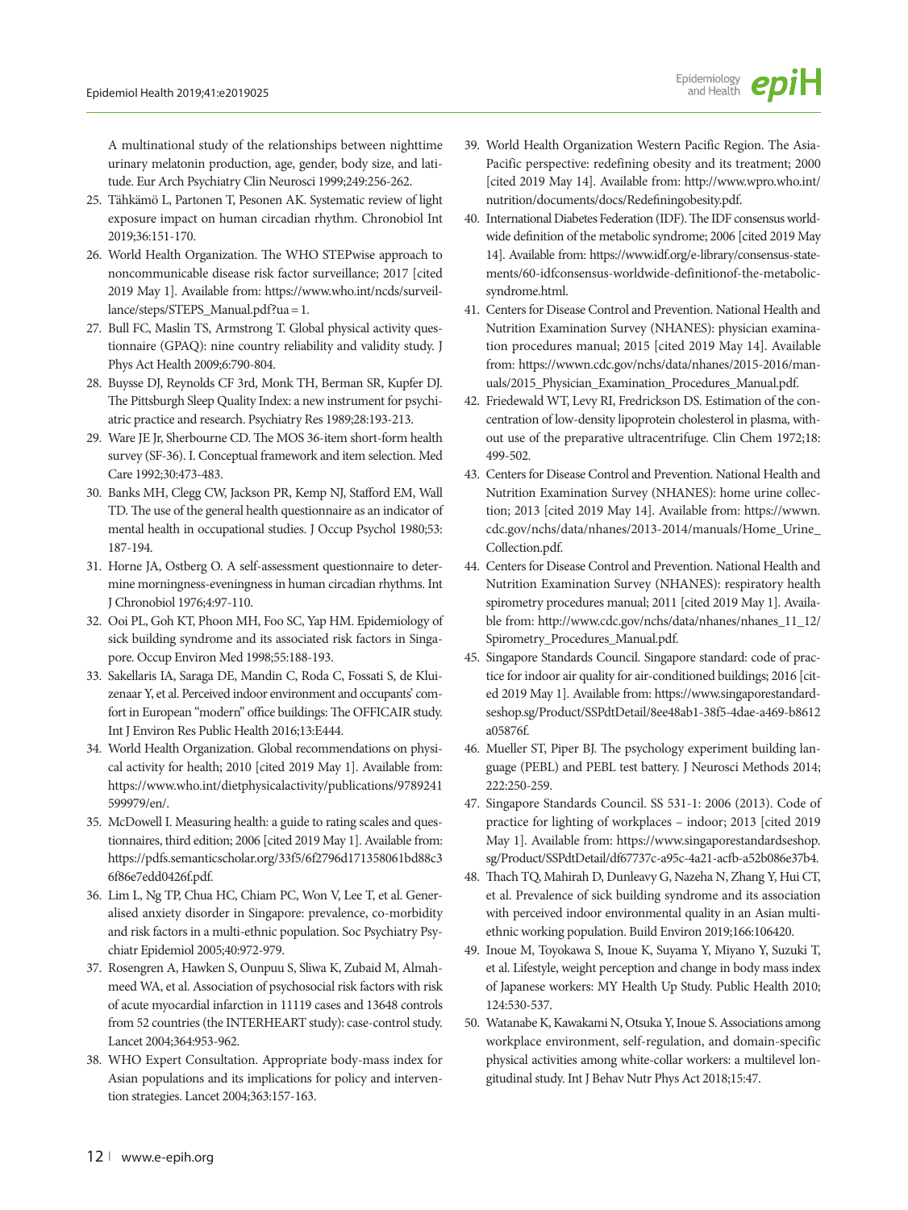A multinational study of the relationships between nighttime urinary melatonin production, age, gender, body size, and latitude. Eur Arch Psychiatry Clin Neurosci 1999;249:256-262.

25. Tähkämö L, Partonen T, Pesonen AK. Systematic review of light exposure impact on human circadian rhythm. Chronobiol Int 2019;36:151-170.
26. World Health Organization. The WHO STEPwise approach to noncommunicable disease risk factor surveillance; 2017 [cited 2019 May 1]. Available from: https://www.who.int/ncds/surveillance/steps/STEPS_Manual.pdf?ua=1.
27. Bull FC, Maslin TS, Armstrong T. Global physical activity questionnaire (GPAQ): nine country reliability and validity study. J Phys Act Health 2009;6:790-804.
28. Buysse DJ, Reynolds CF 3rd, Monk TH, Berman SR, Kupfer DJ. The Pittsburgh Sleep Quality Index: a new instrument for psychiatric practice and research. Psychiatry Res 1989;28:193-213.
29. Ware JE Jr, Sherbourne CD. The MOS 36-item short-form health survey (SF-36). I. Conceptual framework and item selection. Med Care 1992;30:473-483.
30. Banks MH, Clegg CW, Jackson PR, Kemp NJ, Stafford EM, Wall TD. The use of the general health questionnaire as an indicator of mental health in occupational studies. J Occup Psychol 1980;53:187-194.
31. Horne JA, Ostberg O. A self-assessment questionnaire to determine morningness-eveningness in human circadian rhythms. Int J Chronobiol 1976;4:97-110.
32. Ooi PL, Goh KT, Phoon MH, Foo SC, Yap HM. Epidemiology of sick building syndrome and its associated risk factors in Singapore. Occup Environ Med 1998;55:188-193.
33. Sakellaris IA, Saraga DE, Mandin C, Roda C, Fossati S, de Kluizenaar Y, et al. Perceived indoor environment and occupants' comfort in European "modern" office buildings: The OFFICAIR study. Int J Environ Res Public Health 2016;13:E444.
34. World Health Organization. Global recommendations on physical activity for health; 2010 [cited 2019 May 1]. Available from: https://www.who.int/dietphysicalactivity/publications/9789241599979/en/.
35. McDowell I. Measuring health: a guide to rating scales and questionnaires, third edition; 2006 [cited 2019 May 1]. Available from: https://pdfs.semanticscholar.org/33f5/6f2796d171358061bd88c36f86e7edd0426f.pdf.
36. Lim L, Ng TP, Chua HC, Chiam PC, Won V, Lee T, et al. Generalised anxiety disorder in Singapore: prevalence, co-morbidity and risk factors in a multi-ethnic population. Soc Psychiatry Psychiatr Epidemiol 2005;40:972-979.
37. Rosengren A, Hawken S, Ounpuu S, Sliwa K, Zubaid M, Almahmeed WA, et al. Association of psychosocial risk factors with risk of acute myocardial infarction in 11119 cases and 13648 controls from 52 countries (the INTERHEART study): case-control study. Lancet 2004;364:953-962.
38. WHO Expert Consultation. Appropriate body-mass index for Asian populations and its implications for policy and intervention strategies. Lancet 2004;363:157-163.
39. World Health Organization Western Pacific Region. The Asia-Pacific perspective: redefining obesity and its treatment; 2000 [cited 2019 May 14]. Available from: http://www.wpro.who.int/nutrition/documents/docs/Redefiningobesity.pdf.
40. International Diabetes Federation (IDF). The IDF consensus worldwide definition of the metabolic syndrome; 2006 [cited 2019 May 14]. Available from: https://www.idf.org/e-library/consensus-statements/60-idfconsensus-worldwide-definitionof-the-metabolic-syndrome.html.
41. Centers for Disease Control and Prevention. National Health and Nutrition Examination Survey (NHANES): physician examination procedures manual; 2015 [cited 2019 May 14]. Available from: https://wwwn.cdc.gov/nchs/data/nhanes/2015-2016/manuals/2015_Physician_Examination_Procedures_Manual.pdf.
42. Friedewald WT, Levy RI, Fredrickson DS. Estimation of the concentration of low-density lipoprotein cholesterol in plasma, without use of the preparative ultracentrifuge. Clin Chem 1972;18:499-502.
43. Centers for Disease Control and Prevention. National Health and Nutrition Examination Survey (NHANES): home urine collection; 2013 [cited 2019 May 14]. Available from: https://wwwn.cdc.gov/nchs/data/nhanes/2013-2014/manuals/Home_Urine_Collection.pdf.
44. Centers for Disease Control and Prevention. National Health and Nutrition Examination Survey (NHANES): respiratory health spirometry procedures manual; 2011 [cited 2019 May 1]. Available from: http://www.cdc.gov/nchs/data/nhanes/nhanes_11_12/Spirometry_Procedures_Manual.pdf.
45. Singapore Standards Council. Singapore standard: code of practice for indoor air quality for air-conditioned buildings; 2016 [cited 2019 May 1]. Available from: https://www.singaporestandardseshop.sg/Product/SSPdtDetail/8ee48ab1-38f5-4dae-a469-b8612a05876f.
46. Mueller ST, Piper BJ. The psychology experiment building language (PEBL) and PEBL test battery. J Neurosci Methods 2014;222:250-259.
47. Singapore Standards Council. SS 531-1: 2006 (2013). Code of practice for lighting of workplaces – indoor; 2013 [cited 2019 May 1]. Available from: https://www.singaporestandardseshop.sg/Product/SSPdtDetail/df67737c-a95c-4a21-acfb-a52b086e37b4.
48. Thach TQ, Mahirah D, Dunleavy G, Nazeha N, Zhang Y, Hui CT, et al. Prevalence of sick building syndrome and its association with perceived indoor environmental quality in an Asian multi-ethnic working population. Build Environ 2019;166:106420.
49. Inoue M, Toyokawa S, Inoue K, Suyama Y, Miyano Y, Suzuki T, et al. Lifestyle, weight perception and change in body mass index of Japanese workers: MY Health Up Study. Public Health 2010;124:530-537.
50. Watanabe K, Kawakami N, Otsuka Y, Inoue S. Associations among workplace environment, self-regulation, and domain-specific physical activities among white-collar workers: a multilevel longitudinal study. Int J Behav Nutr Phys Act 2018;15:47.